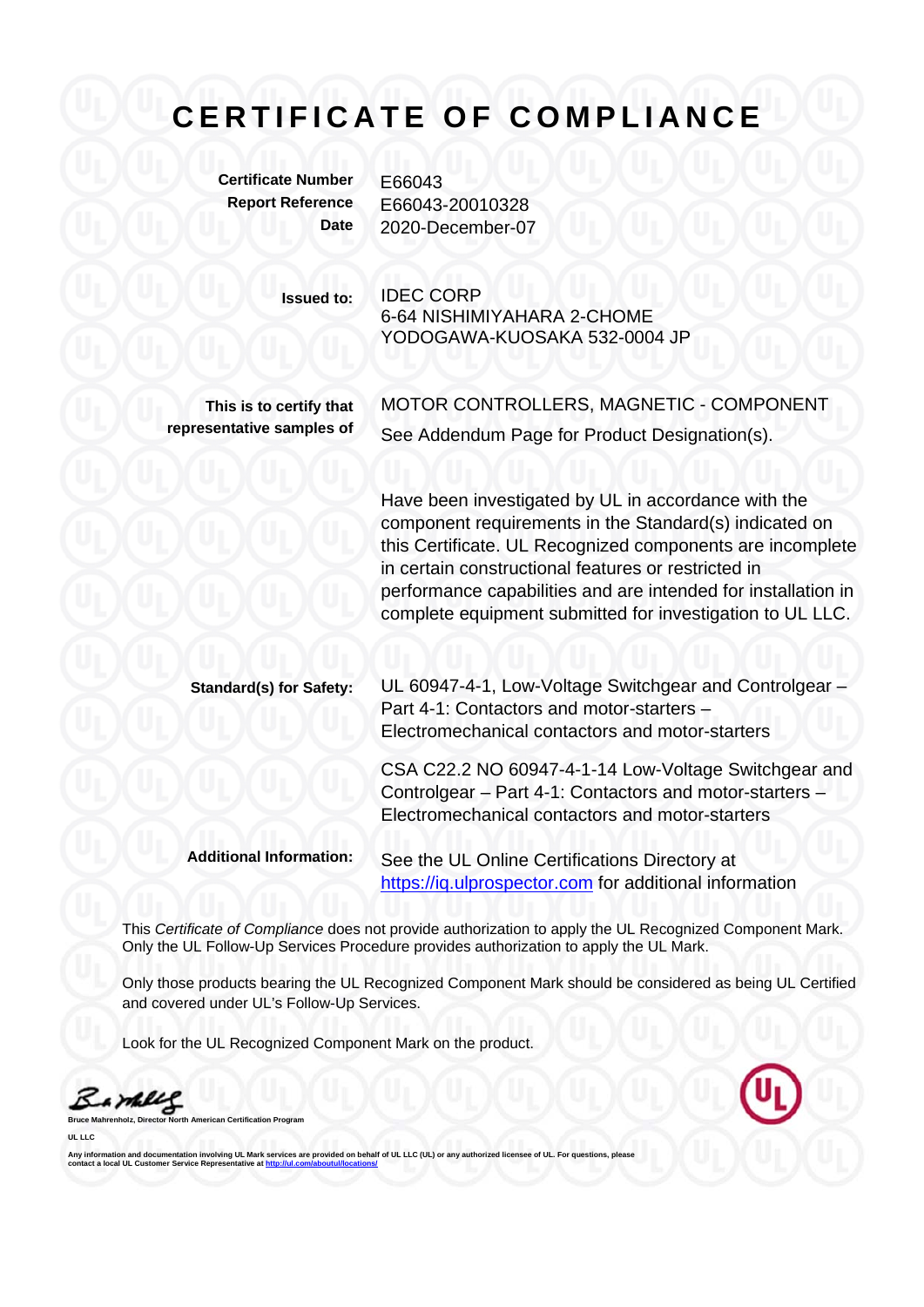# CERTIFICATE OF COMPLIANCE

**Certificate Number** E66043
**Report Reference** E66043-20010328
**Date** 2020-December-07

**Issued to:** IDEC CORP
6-64 NISHIMIYAHARA 2-CHOME
YODOGAWA-KUOSAKA 532-0004 JP

**This is to certify that representative samples of** MOTOR CONTROLLERS, MAGNETIC - COMPONENT
See Addendum Page for Product Designation(s).

Have been investigated by UL in accordance with the component requirements in the Standard(s) indicated on this Certificate. UL Recognized components are incomplete in certain constructional features or restricted in performance capabilities and are intended for installation in complete equipment submitted for investigation to UL LLC.

**Standard(s) for Safety:** UL 60947-4-1, Low-Voltage Switchgear and Controlgear – Part 4-1: Contactors and motor-starters – Electromechanical contactors and motor-starters

CSA C22.2 NO 60947-4-1-14 Low-Voltage Switchgear and Controlgear – Part 4-1: Contactors and motor-starters – Electromechanical contactors and motor-starters

**Additional Information:** See the UL Online Certifications Directory at https://iq.ulprospector.com for additional information

This *Certificate of Compliance* does not provide authorization to apply the UL Recognized Component Mark. Only the UL Follow-Up Services Procedure provides authorization to apply the UL Mark.

Only those products bearing the UL Recognized Component Mark should be considered as being UL Certified and covered under UL's Follow-Up Services.

Look for the UL Recognized Component Mark on the product.

**Bruce Mahrenholz, Director North American Certification Program**

**UL LLC**

**Any information and documentation involving UL Mark services are provided on behalf of UL LLC (UL) or any authorized licensee of UL. For questions, please contact a local UL Customer Service Representative at http://ul.com/aboutul/locations/**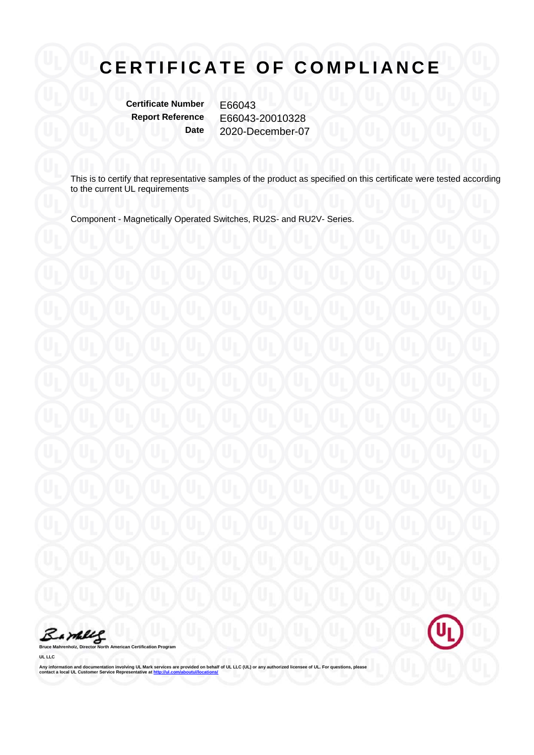# CERTIFICATE OF COMPLIANCE

| | |
|---|---|
| **Certificate Number** | E66043 |
| **Report Reference** | E66043-20010328 |
| **Date** | 2020-December-07 |

This is to certify that representative samples of the product as specified on this certificate were tested according to the current UL requirements

Component - Magnetically Operated Switches, RU2S- and RU2V- Series.

Bruce Mahrenholz, Director North American Certification Program

UL LLC

Any information and documentation involving UL Mark services are provided on behalf of UL LLC (UL) or any authorized licensee of UL. For questions, please contact a local UL Customer Service Representative at http://ul.com/aboutul/locations/